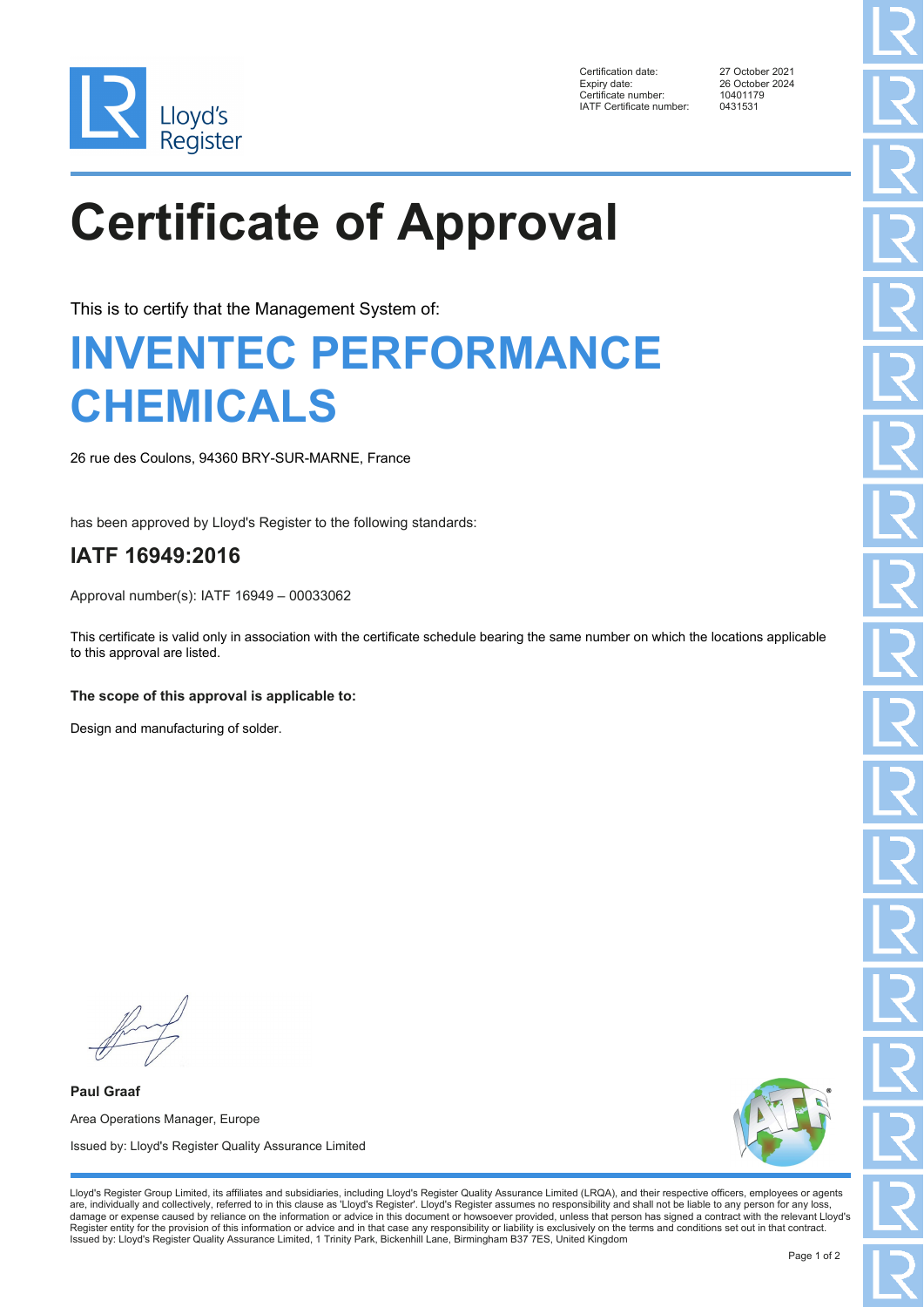| | |
|---|---|
| Certification date: | 27 October 2021 |
| Expiry date: | 26 October 2024 |
| Certificate number: | 10401179 |
| IATF Certificate number: | 0431531 |

# Certificate of Approval

This is to certify that the Management System of:

## INVENTEC PERFORMANCE CHEMICALS

26 rue des Coulons, 94360 BRY-SUR-MARNE, France

has been approved by Lloyd's Register to the following standards:

## IATF 16949:2016

Approval number(s): IATF 16949 – 00033062

This certificate is valid only in association with the certificate schedule bearing the same number on which the locations applicable to this approval are listed.

**The scope of this approval is applicable to:**

Design and manufacturing of solder.

**Paul Graaf**

Area Operations Manager, Europe

Issued by: Lloyd's Register Quality Assurance Limited

Lloyd's Register Group Limited, its affiliates and subsidiaries, including Lloyd's Register Quality Assurance Limited (LRQA), and their respective officers, employees or agents are, individually and collectively, referred to in this clause as 'Lloyd's Register'. Lloyd's Register assumes no responsibility and shall not be liable to any person for any loss, damage or expense caused by reliance on the information or advice in this document or howsoever provided, unless that person has signed a contract with the relevant Lloyd's Register entity for the provision of this information or advice and in that case any responsibility or liability is exclusively on the terms and conditions set out in that contract.
Issued by: Lloyd's Register Quality Assurance Limited, 1 Trinity Park, Bickenhill Lane, Birmingham B37 7ES, United Kingdom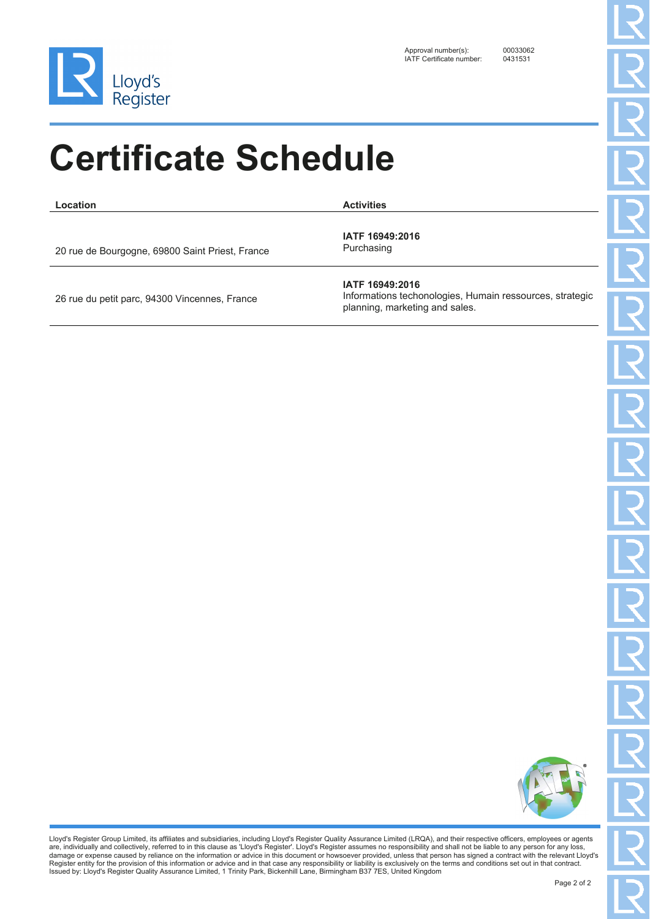Approval number(s): 00033062
IATF Certificate number: 0431531

# Certificate Schedule

| Location | Activities |
| --- | --- |
| 20 rue de Bourgogne, 69800 Saint Priest, France | **IATF 16949:2016** Purchasing |
| 26 rue du petit parc, 94300 Vincennes, France | **IATF 16949:2016** Informations techonologies, Humain ressources, strategic planning, marketing and sales. |

Lloyd's Register Group Limited, its affiliates and subsidiaries, including Lloyd's Register Quality Assurance Limited (LRQA), and their respective officers, employees or agents are, individually and collectively, referred to in this clause as 'Lloyd's Register'. Lloyd's Register assumes no responsibility and shall not be liable to any person for any loss, damage or expense caused by reliance on the information or advice in this document or howsoever provided, unless that person has signed a contract with the relevant Lloyd's Register entity for the provision of this information or advice and in that case any responsibility or liability is exclusively on the terms and conditions set out in that contract.
Issued by: Lloyd's Register Quality Assurance Limited, 1 Trinity Park, Bickenhill Lane, Birmingham B37 7ES, United Kingdom